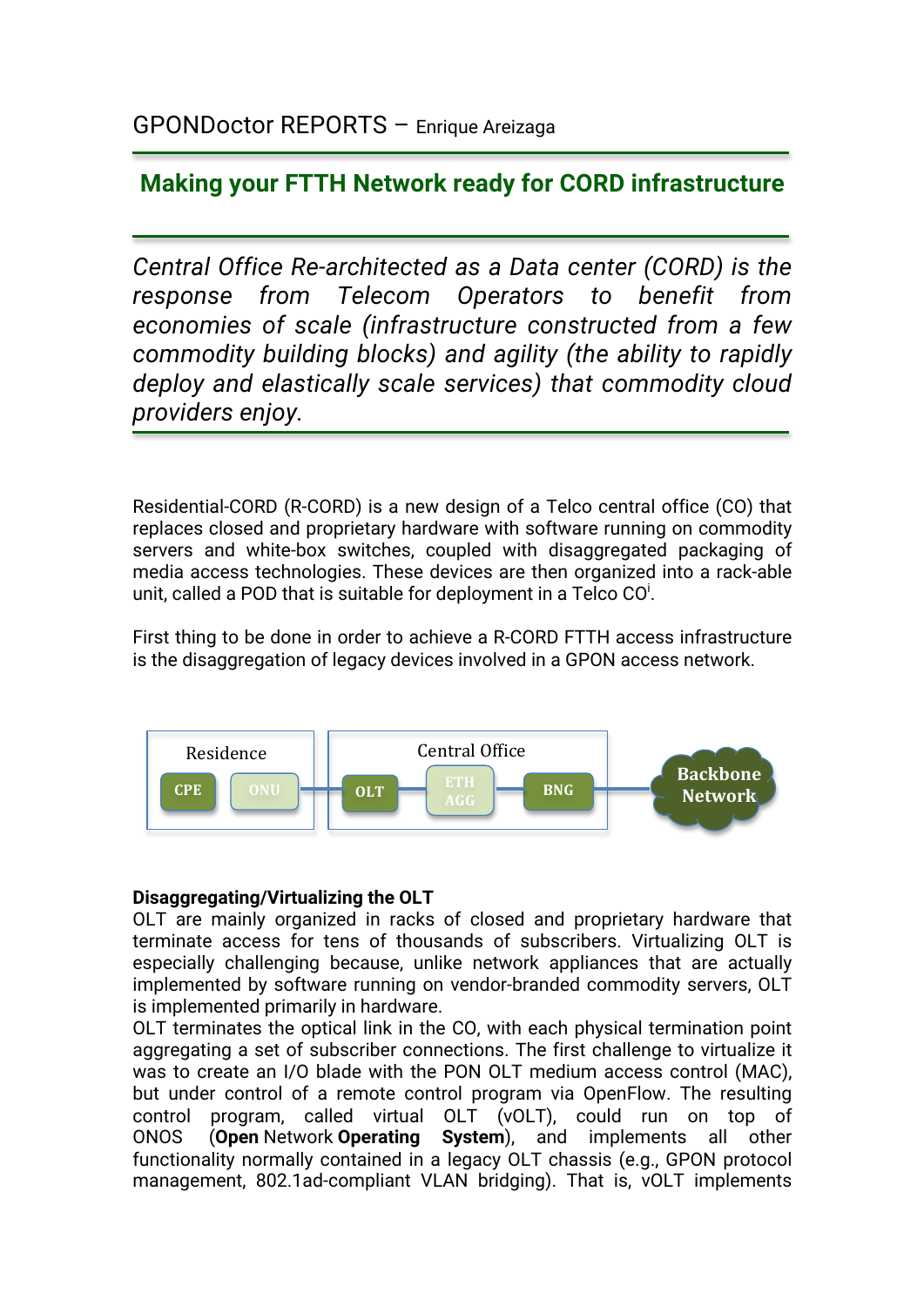GPONDoctor REPORTS – Enrique Areizaga

# Making your FTTH Network ready for CORD infrastructure

*Central Office Re-architected as a Data center (CORD) is the response from Telecom Operators to benefit from economies of scale (infrastructure constructed from a few commodity building blocks) and agility (the ability to rapidly deploy and elastically scale services) that commodity cloud providers enjoy.*

Residential-CORD (R-CORD) is a new design of a Telco central office (CO) that replaces closed and proprietary hardware with software running on commodity servers and white-box switches, coupled with disaggregated packaging of media access technologies. These devices are then organized into a rack-able unit, called a POD that is suitable for deployment in a Telco CO[i].

First thing to be done in order to achieve a R-CORD FTTH access infrastructure is the disaggregation of legacy devices involved in a GPON access network.

Residence: CPE, ONU — Central Office: OLT, ETH AGG, BNG — Backbone Network

**Disaggregating/Virtualizing the OLT**

OLT are mainly organized in racks of closed and proprietary hardware that terminate access for tens of thousands of subscribers. Virtualizing OLT is especially challenging because, unlike network appliances that are actually implemented by software running on vendor-branded commodity servers, OLT is implemented primarily in hardware.

OLT terminates the optical link in the CO, with each physical termination point aggregating a set of subscriber connections. The first challenge to virtualize it was to create an I/O blade with the PON OLT medium access control (MAC), but under control of a remote control program via OpenFlow. The resulting control program, called virtual OLT (vOLT), could run on top of ONOS (**Open** Network **Operating System**), and implements all other functionality normally contained in a legacy OLT chassis (e.g., GPON protocol management, 802.1ad-compliant VLAN bridging). That is, vOLT implements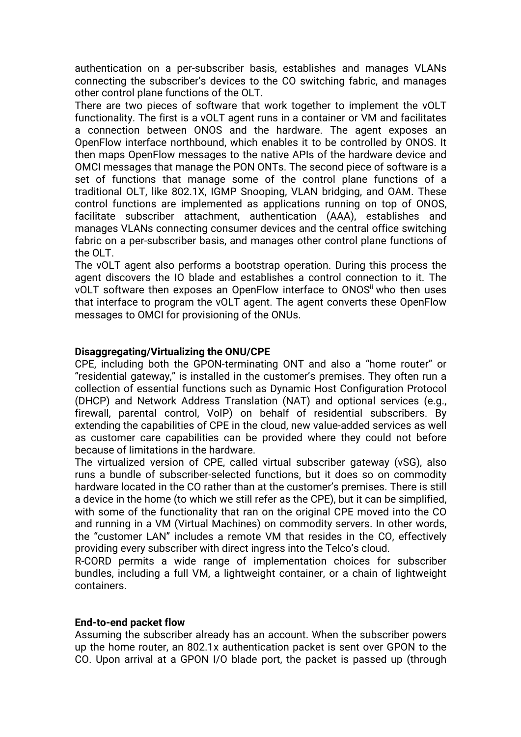authentication on a per-subscriber basis, establishes and manages VLANs connecting the subscriber's devices to the CO switching fabric, and manages other control plane functions of the OLT.

There are two pieces of software that work together to implement the vOLT functionality. The first is a vOLT agent runs in a container or VM and facilitates a connection between ONOS and the hardware. The agent exposes an OpenFlow interface northbound, which enables it to be controlled by ONOS. It then maps OpenFlow messages to the native APIs of the hardware device and OMCI messages that manage the PON ONTs. The second piece of software is a set of functions that manage some of the control plane functions of a traditional OLT, like 802.1X, IGMP Snooping, VLAN bridging, and OAM. These control functions are implemented as applications running on top of ONOS, facilitate subscriber attachment, authentication (AAA), establishes and manages VLANs connecting consumer devices and the central office switching fabric on a per-subscriber basis, and manages other control plane functions of the OLT.

The vOLT agent also performs a bootstrap operation. During this process the agent discovers the IO blade and establishes a control connection to it. The vOLT software then exposes an OpenFlow interface to ONOS[ii] who then uses that interface to program the vOLT agent. The agent converts these OpenFlow messages to OMCI for provisioning of the ONUs.

**Disaggregating/Virtualizing the ONU/CPE**

CPE, including both the GPON-terminating ONT and also a "home router" or "residential gateway," is installed in the customer's premises. They often run a collection of essential functions such as Dynamic Host Configuration Protocol (DHCP) and Network Address Translation (NAT) and optional services (e.g., firewall, parental control, VoIP) on behalf of residential subscribers. By extending the capabilities of CPE in the cloud, new value-added services as well as customer care capabilities can be provided where they could not before because of limitations in the hardware.

The virtualized version of CPE, called virtual subscriber gateway (vSG), also runs a bundle of subscriber-selected functions, but it does so on commodity hardware located in the CO rather than at the customer's premises. There is still a device in the home (to which we still refer as the CPE), but it can be simplified, with some of the functionality that ran on the original CPE moved into the CO and running in a VM (Virtual Machines) on commodity servers. In other words, the "customer LAN" includes a remote VM that resides in the CO, effectively providing every subscriber with direct ingress into the Telco's cloud.

R-CORD permits a wide range of implementation choices for subscriber bundles, including a full VM, a lightweight container, or a chain of lightweight containers.

**End-to-end packet flow**

Assuming the subscriber already has an account. When the subscriber powers up the home router, an 802.1x authentication packet is sent over GPON to the CO. Upon arrival at a GPON I/O blade port, the packet is passed up (through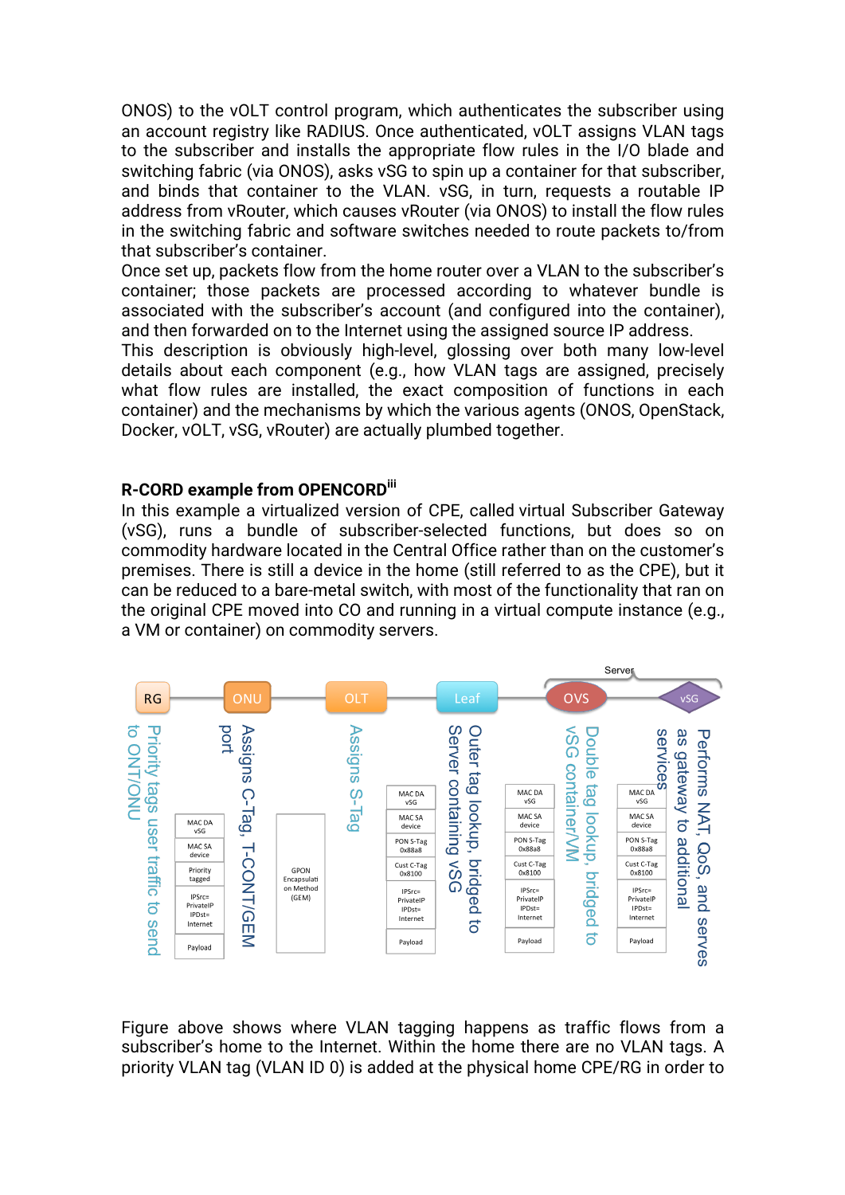ONOS) to the vOLT control program, which authenticates the subscriber using an account registry like RADIUS. Once authenticated, vOLT assigns VLAN tags to the subscriber and installs the appropriate flow rules in the I/O blade and switching fabric (via ONOS), asks vSG to spin up a container for that subscriber, and binds that container to the VLAN. vSG, in turn, requests a routable IP address from vRouter, which causes vRouter (via ONOS) to install the flow rules in the switching fabric and software switches needed to route packets to/from that subscriber's container.

Once set up, packets flow from the home router over a VLAN to the subscriber's container; those packets are processed according to whatever bundle is associated with the subscriber's account (and configured into the container), and then forwarded on to the Internet using the assigned source IP address.

This description is obviously high-level, glossing over both many low-level details about each component (e.g., how VLAN tags are assigned, precisely what flow rules are installed, the exact composition of functions in each container) and the mechanisms by which the various agents (ONOS, OpenStack, Docker, vOLT, vSG, vRouter) are actually plumbed together.

**R-CORD example from OPENCORD**[iii]

In this example a virtualized version of CPE, called virtual Subscriber Gateway (vSG), runs a bundle of subscriber-selected functions, but does so on commodity hardware located in the Central Office rather than on the customer's premises. There is still a device in the home (still referred to as the CPE), but it can be reduced to a bare-metal switch, with most of the functionality that ran on the original CPE moved into CO and running in a virtual compute instance (e.g., a VM or container) on commodity servers.

Figure above shows where VLAN tagging happens as traffic flows from a subscriber's home to the Internet. Within the home there are no VLAN tags. A priority VLAN tag (VLAN ID 0) is added at the physical home CPE/RG in order to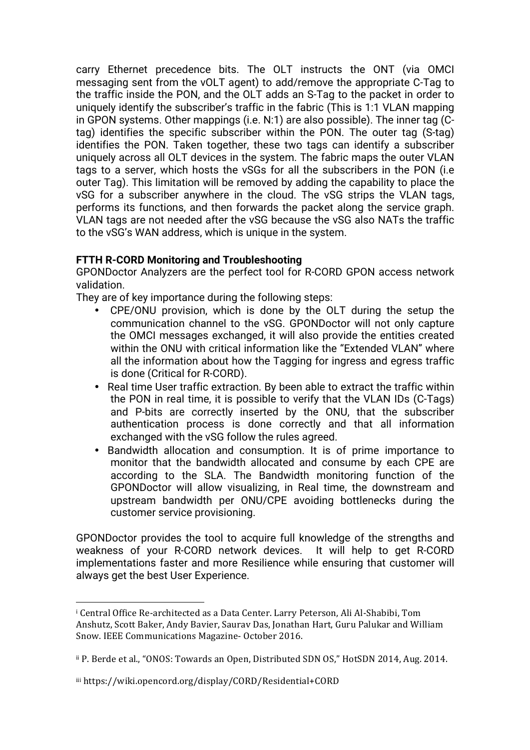carry Ethernet precedence bits. The OLT instructs the ONT (via OMCI messaging sent from the vOLT agent) to add/remove the appropriate C-Tag to the traffic inside the PON, and the OLT adds an S-Tag to the packet in order to uniquely identify the subscriber's traffic in the fabric (This is 1:1 VLAN mapping in GPON systems. Other mappings (i.e. N:1) are also possible). The inner tag (C-tag) identifies the specific subscriber within the PON. The outer tag (S-tag) identifies the PON. Taken together, these two tags can identify a subscriber uniquely across all OLT devices in the system. The fabric maps the outer VLAN tags to a server, which hosts the vSGs for all the subscribers in the PON (i.e outer Tag). This limitation will be removed by adding the capability to place the vSG for a subscriber anywhere in the cloud. The vSG strips the VLAN tags, performs its functions, and then forwards the packet along the service graph. VLAN tags are not needed after the vSG because the vSG also NATs the traffic to the vSG's WAN address, which is unique in the system.

**FTTH R-CORD Monitoring and Troubleshooting**

GPONDoctor Analyzers are the perfect tool for R-CORD GPON access network validation.

They are of key importance during the following steps:

- CPE/ONU provision, which is done by the OLT during the setup the communication channel to the vSG. GPONDoctor will not only capture the OMCI messages exchanged, it will also provide the entities created within the ONU with critical information like the "Extended VLAN" where all the information about how the Tagging for ingress and egress traffic is done (Critical for R-CORD).
- Real time User traffic extraction. By been able to extract the traffic within the PON in real time, it is possible to verify that the VLAN IDs (C-Tags) and P-bits are correctly inserted by the ONU, that the subscriber authentication process is done correctly and that all information exchanged with the vSG follow the rules agreed.
- Bandwidth allocation and consumption. It is of prime importance to monitor that the bandwidth allocated and consume by each CPE are according to the SLA. The Bandwidth monitoring function of the GPONDoctor will allow visualizing, in Real time, the downstream and upstream bandwidth per ONU/CPE avoiding bottlenecks during the customer service provisioning.

GPONDoctor provides the tool to acquire full knowledge of the strengths and weakness of your R-CORD network devices. It will help to get R-CORD implementations faster and more Resilience while ensuring that customer will always get the best User Experience.

---

[i] Central Office Re-architected as a Data Center. Larry Peterson, Ali Al-Shabibi, Tom Anshutz, Scott Baker, Andy Bavier, Saurav Das, Jonathan Hart, Guru Palukar and William Snow. IEEE Communications Magazine- October 2016.

[ii] P. Berde et al., "ONOS: Towards an Open, Distributed SDN OS," HotSDN 2014, Aug. 2014.

[iii] https://wiki.opencord.org/display/CORD/Residential+CORD